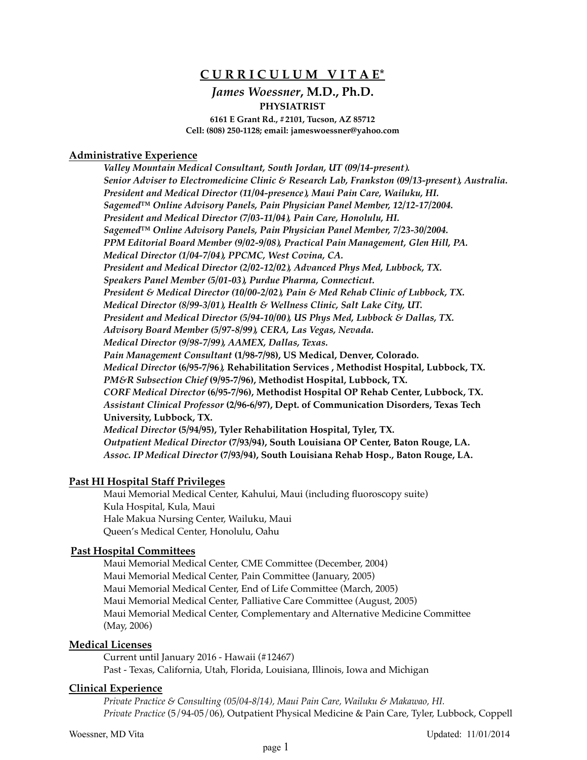# C U R R I C U L U M V I T A E*

## *James Woessner*, M.D., Ph.D.

**PHYSIATRIST**

**6161 E Grant Rd., #2101, Tucson, AZ 85712**
**Cell: (808) 250-1128; email: jameswoessner@yahoo.com**

### Administrative Experience

*Valley Mountain Medical Consultant, South Jordan, UT (09/14-present).*
*Senior Adviser to Electromedicine Clinic & Research Lab, Frankston (09/13-present), Australia.*
*President and Medical Director (11/04-presence), Maui Pain Care, Wailuku, HI.*
*Sagemed™ Online Advisory Panels, Pain Physician Panel Member, 12/12-17/2004.*
*President and Medical Director (7/03-11/04), Pain Care, Honolulu, HI.*
*Sagemed™ Online Advisory Panels, Pain Physician Panel Member, 7/23-30/2004.*
*PPM Editorial Board Member (9/02-9/08), Practical Pain Management, Glen Hill, PA.*
*Medical Director (1/04-7/04), PPCMC, West Covina, CA.*
*President and Medical Director (2/02-12/02), Advanced Phys Med, Lubbock, TX.*
*Speakers Panel Member (5/01-03), Purdue Pharma, Connecticut.*
*President & Medical Director (10/00-2/02), Pain & Med Rehab Clinic of Lubbock, TX.*
*Medical Director (8/99-3/01), Health & Wellness Clinic, Salt Lake City, UT.*
*President and Medical Director (5/94-10/00), US Phys Med, Lubbock & Dallas, TX.*
*Advisory Board Member (5/97-8/99), CERA, Las Vegas, Nevada.*
*Medical Director (9/98-7/99), AAMEX, Dallas, Texas.*
*Pain Management Consultant* **(1/98-7/98), US Medical, Denver, Colorado.**
*Medical Director* **(6/95-7/96***)***, Rehabilitation Services , Methodist Hospital, Lubbock, TX.**
*PM&R Subsection Chief* **(9/95-7/96), Methodist Hospital, Lubbock, TX.**
*CORF Medical Director* **(6/95-7/96), Methodist Hospital OP Rehab Center, Lubbock, TX.**
*Assistant Clinical Professor* **(2/96-6/97), Dept. of Communication Disorders, Texas Tech University, Lubbock, TX.**
*Medical Director* **(5/94/95), Tyler Rehabilitation Hospital, Tyler, TX.**
*Outpatient Medical Director* **(7/93/94), South Louisiana OP Center, Baton Rouge, LA.**
*Assoc. IP Medical Director* **(7/93/94), South Louisiana Rehab Hosp., Baton Rouge, LA.**

### Past HI Hospital Staff Privileges

Maui Memorial Medical Center, Kahului, Maui (including fluoroscopy suite)
Kula Hospital, Kula, Maui
Hale Makua Nursing Center, Wailuku, Maui
Queen's Medical Center, Honolulu, Oahu

### Past Hospital Committees

Maui Memorial Medical Center, CME Committee (December, 2004)
Maui Memorial Medical Center, Pain Committee (January, 2005)
Maui Memorial Medical Center, End of Life Committee (March, 2005)
Maui Memorial Medical Center, Palliative Care Committee (August, 2005)
Maui Memorial Medical Center, Complementary and Alternative Medicine Committee (May, 2006)

### Medical Licenses

Current until January 2016 - Hawaii (#12467)
Past - Texas, California, Utah, Florida, Louisiana, Illinois, Iowa and Michigan

### Clinical Experience

*Private Practice & Consulting (05/04-8/14), Maui Pain Care, Wailuku & Makawao, HI.*
*Private Practice* (5/94-05/06), Outpatient Physical Medicine & Pain Care, Tyler, Lubbock, Coppell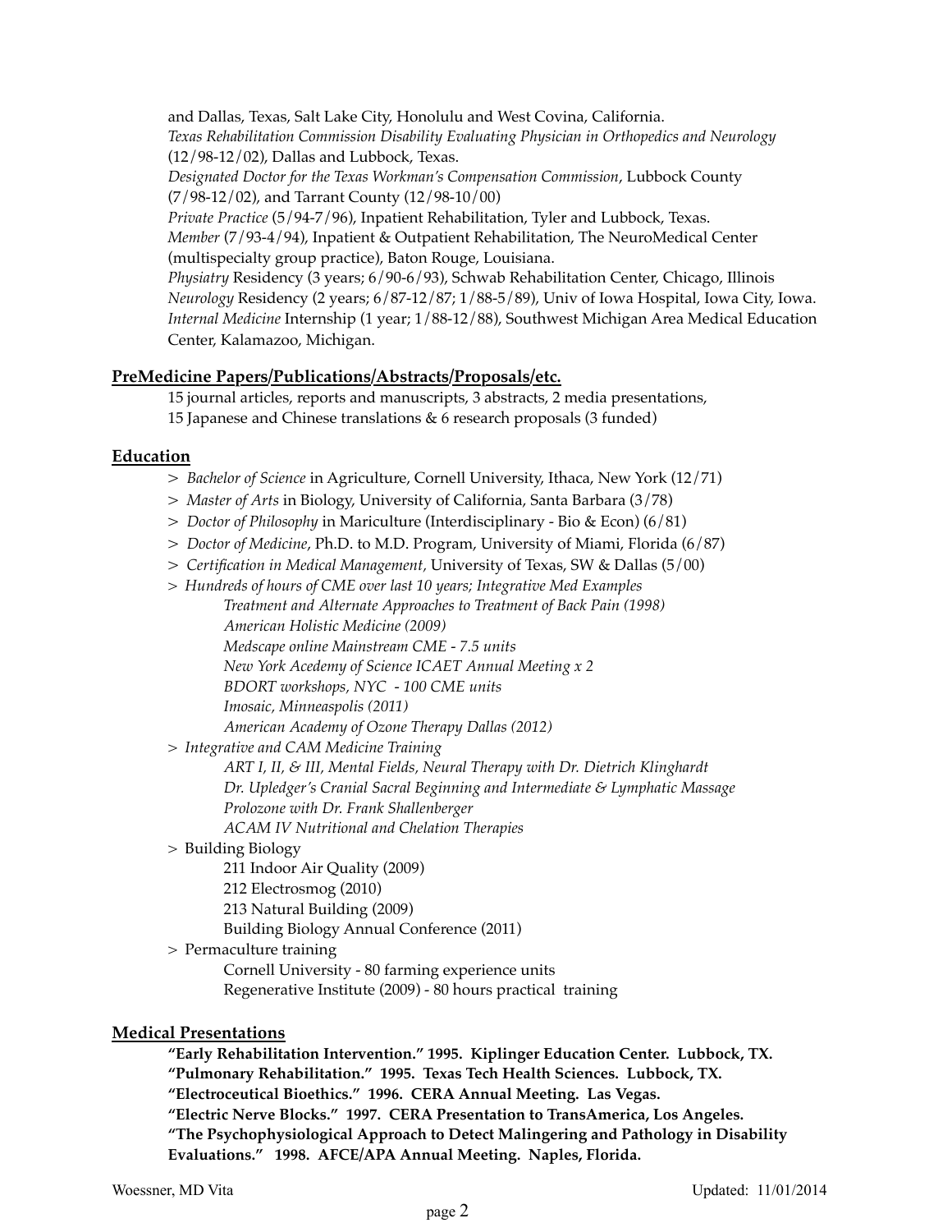and Dallas, Texas, Salt Lake City, Honolulu and West Covina, California.
*Texas Rehabilitation Commission Disability Evaluating Physician in Orthopedics and Neurology* (12/98-12/02), Dallas and Lubbock, Texas.
*Designated Doctor for the Texas Workman's Compensation Commission*, Lubbock County (7/98-12/02), and Tarrant County (12/98-10/00)
*Private Practice* (5/94-7/96), Inpatient Rehabilitation, Tyler and Lubbock, Texas.
*Member* (7/93-4/94), Inpatient & Outpatient Rehabilitation, The NeuroMedical Center (multispecialty group practice), Baton Rouge, Louisiana.
*Physiatry* Residency (3 years; 6/90-6/93), Schwab Rehabilitation Center, Chicago, Illinois
*Neurology* Residency (2 years; 6/87-12/87; 1/88-5/89), Univ of Iowa Hospital, Iowa City, Iowa.
*Internal Medicine* Internship (1 year; 1/88-12/88), Southwest Michigan Area Medical Education Center, Kalamazoo, Michigan.

## PreMedicine Papers/Publications/Abstracts/Proposals/etc.

15 journal articles, reports and manuscripts, 3 abstracts, 2 media presentations,
15 Japanese and Chinese translations & 6 research proposals (3 funded)

## Education

> *Bachelor of Science* in Agriculture, Cornell University, Ithaca, New York (12/71)
> *Master of Arts* in Biology, University of California, Santa Barbara (3/78)
> *Doctor of Philosophy* in Mariculture (Interdisciplinary - Bio & Econ) (6/81)
> *Doctor of Medicine*, Ph.D. to M.D. Program, University of Miami, Florida (6/87)
> *Certification in Medical Management*, University of Texas, SW & Dallas (5/00)
> *Hundreds of hours of CME over last 10 years; Integrative Med Examples*
*Treatment and Alternate Approaches to Treatment of Back Pain (1998)*
*American Holistic Medicine (2009)*
*Medscape online Mainstream CME - 7.5 units*
*New York Acedemy of Science ICAET Annual Meeting x 2*
*BDORT workshops, NYC - 100 CME units*
*Imosaic, Minneaspolis (2011)*
*American Academy of Ozone Therapy Dallas (2012)*
> *Integrative and CAM Medicine Training*
*ART I, II, & III, Mental Fields, Neural Therapy with Dr. Dietrich Klinghardt*
*Dr. Upledger's Cranial Sacral Beginning and Intermediate & Lymphatic Massage*
*Prolozone with Dr. Frank Shallenberger*
*ACAM IV Nutritional and Chelation Therapies*
> Building Biology
211 Indoor Air Quality (2009)
212 Electrosmog (2010)
213 Natural Building (2009)
Building Biology Annual Conference (2011)
> Permaculture training
Cornell University - 80 farming experience units
Regenerative Institute (2009) - 80 hours practical training

## Medical Presentations

**"Early Rehabilitation Intervention." 1995. Kiplinger Education Center. Lubbock, TX.**
**"Pulmonary Rehabilitation." 1995. Texas Tech Health Sciences. Lubbock, TX.**
**"Electroceutical Bioethics." 1996. CERA Annual Meeting. Las Vegas.**
**"Electric Nerve Blocks." 1997. CERA Presentation to TransAmerica, Los Angeles.**
**"The Psychophysiological Approach to Detect Malingering and Pathology in Disability Evaluations." 1998. AFCE/APA Annual Meeting. Naples, Florida.**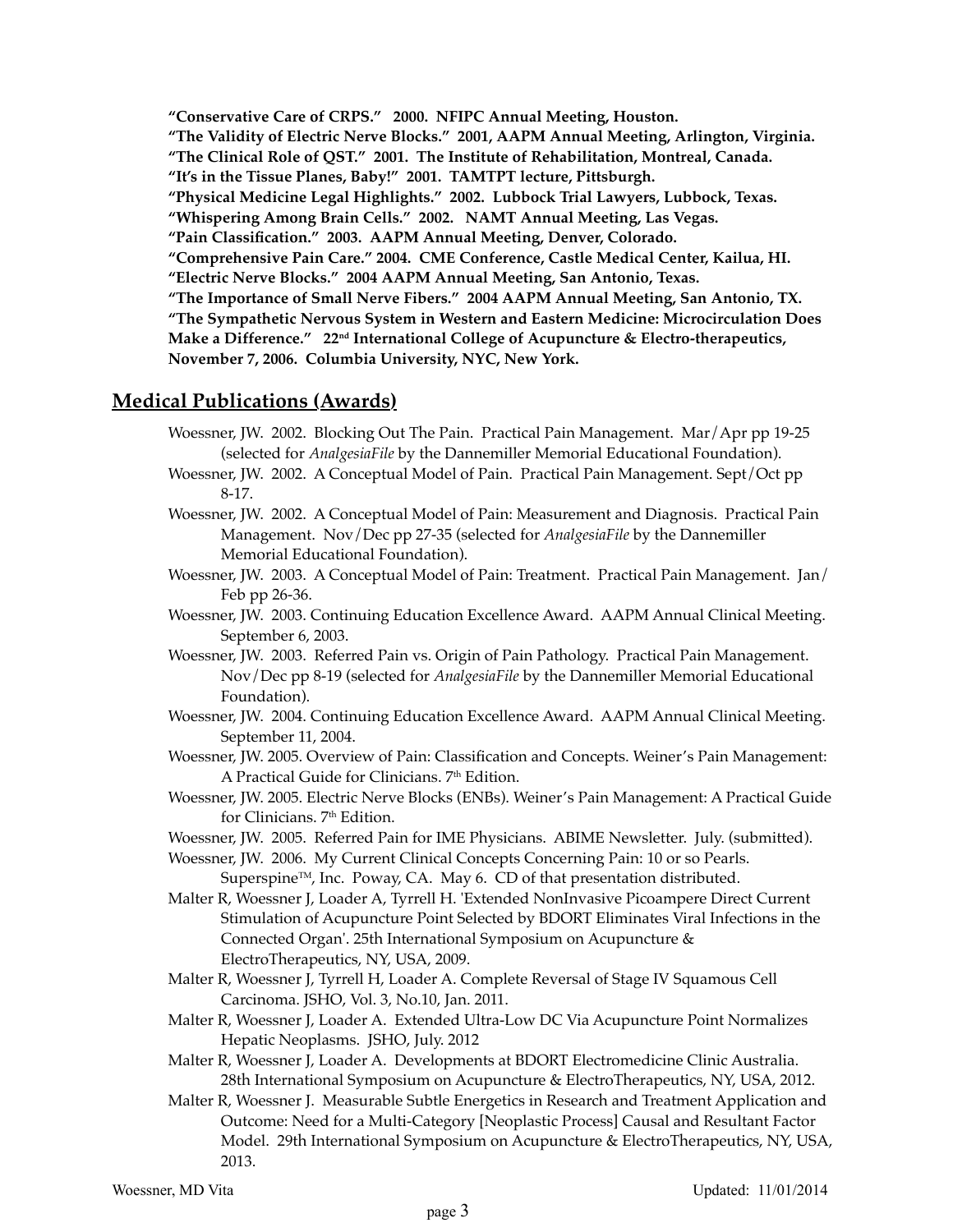**"Conservative Care of CRPS." 2000. NFIPC Annual Meeting, Houston.**
**"The Validity of Electric Nerve Blocks." 2001, AAPM Annual Meeting, Arlington, Virginia.**
**"The Clinical Role of QST." 2001. The Institute of Rehabilitation, Montreal, Canada.**
**"It's in the Tissue Planes, Baby!" 2001. TAMTPT lecture, Pittsburgh.**
**"Physical Medicine Legal Highlights." 2002. Lubbock Trial Lawyers, Lubbock, Texas.**
**"Whispering Among Brain Cells." 2002. NAMT Annual Meeting, Las Vegas.**
**"Pain Classification." 2003. AAPM Annual Meeting, Denver, Colorado.**
**"Comprehensive Pain Care." 2004. CME Conference, Castle Medical Center, Kailua, HI.**
**"Electric Nerve Blocks." 2004 AAPM Annual Meeting, San Antonio, Texas.**
**"The Importance of Small Nerve Fibers." 2004 AAPM Annual Meeting, San Antonio, TX.**
**"The Sympathetic Nervous System in Western and Eastern Medicine: Microcirculation Does Make a Difference." 22nd International College of Acupuncture & Electro-therapeutics, November 7, 2006. Columbia University, NYC, New York.**

## Medical Publications (Awards)

Woessner, JW. 2002. Blocking Out The Pain. Practical Pain Management. Mar/Apr pp 19-25 (selected for *AnalgesiaFile* by the Dannemiller Memorial Educational Foundation).

Woessner, JW. 2002. A Conceptual Model of Pain. Practical Pain Management. Sept/Oct pp 8-17.

Woessner, JW. 2002. A Conceptual Model of Pain: Measurement and Diagnosis. Practical Pain Management. Nov/Dec pp 27-35 (selected for *AnalgesiaFile* by the Dannemiller Memorial Educational Foundation).

Woessner, JW. 2003. A Conceptual Model of Pain: Treatment. Practical Pain Management. Jan/Feb pp 26-36.

Woessner, JW. 2003. Continuing Education Excellence Award. AAPM Annual Clinical Meeting. September 6, 2003.

Woessner, JW. 2003. Referred Pain vs. Origin of Pain Pathology. Practical Pain Management. Nov/Dec pp 8-19 (selected for *AnalgesiaFile* by the Dannemiller Memorial Educational Foundation).

Woessner, JW. 2004. Continuing Education Excellence Award. AAPM Annual Clinical Meeting. September 11, 2004.

Woessner, JW. 2005. Overview of Pain: Classification and Concepts. Weiner's Pain Management: A Practical Guide for Clinicians. 7th Edition.

Woessner, JW. 2005. Electric Nerve Blocks (ENBs). Weiner's Pain Management: A Practical Guide for Clinicians. 7th Edition.

Woessner, JW. 2005. Referred Pain for IME Physicians. ABIME Newsletter. July. (submitted).

Woessner, JW. 2006. My Current Clinical Concepts Concerning Pain: 10 or so Pearls. Superspine™, Inc. Poway, CA. May 6. CD of that presentation distributed.

Malter R, Woessner J, Loader A, Tyrrell H. 'Extended NonInvasive Picoampere Direct Current Stimulation of Acupuncture Point Selected by BDORT Eliminates Viral Infections in the Connected Organ'. 25th International Symposium on Acupuncture & ElectroTherapeutics, NY, USA, 2009.

Malter R, Woessner J, Tyrrell H, Loader A. Complete Reversal of Stage IV Squamous Cell Carcinoma. JSHO, Vol. 3, No.10, Jan. 2011.

Malter R, Woessner J, Loader A. Extended Ultra-Low DC Via Acupuncture Point Normalizes Hepatic Neoplasms. JSHO, July. 2012

Malter R, Woessner J, Loader A. Developments at BDORT Electromedicine Clinic Australia. 28th International Symposium on Acupuncture & ElectroTherapeutics, NY, USA, 2012.

Malter R, Woessner J. Measurable Subtle Energetics in Research and Treatment Application and Outcome: Need for a Multi-Category [Neoplastic Process] Causal and Resultant Factor Model. 29th International Symposium on Acupuncture & ElectroTherapeutics, NY, USA, 2013.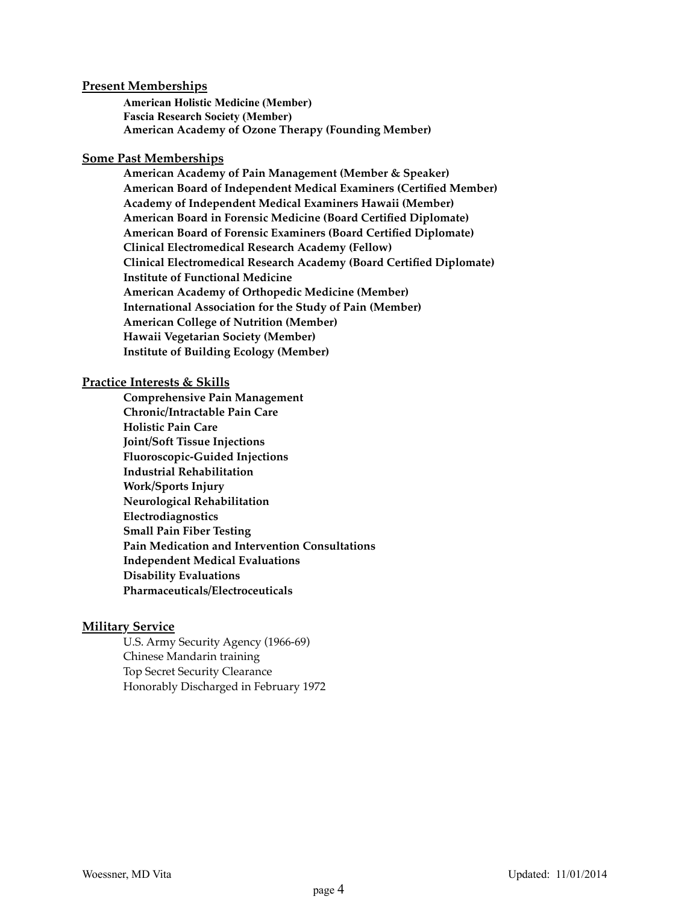## Present Memberships

**American Holistic Medicine (Member)**
**Fascia Research Society (Member)**
**American Academy of Ozone Therapy (Founding Member)**

## Some Past Memberships

**American Academy of Pain Management (Member & Speaker)**
**American Board of Independent Medical Examiners (Certified Member)**
**Academy of Independent Medical Examiners Hawaii (Member)**
**American Board in Forensic Medicine (Board Certified Diplomate)**
**American Board of Forensic Examiners (Board Certified Diplomate)**
**Clinical Electromedical Research Academy (Fellow)**
**Clinical Electromedical Research Academy (Board Certified Diplomate)**
**Institute of Functional Medicine**
**American Academy of Orthopedic Medicine (Member)**
**International Association for the Study of Pain (Member)**
**American College of Nutrition (Member)**
**Hawaii Vegetarian Society (Member)**
**Institute of Building Ecology (Member)**

## Practice Interests & Skills

**Comprehensive Pain Management**
**Chronic/Intractable Pain Care**
**Holistic Pain Care**
**Joint/Soft Tissue Injections**
**Fluoroscopic-Guided Injections**
**Industrial Rehabilitation**
**Work/Sports Injury**
**Neurological Rehabilitation**
**Electrodiagnostics**
**Small Pain Fiber Testing**
**Pain Medication and Intervention Consultations**
**Independent Medical Evaluations**
**Disability Evaluations**
**Pharmaceuticals/Electroceuticals**

## Military Service

U.S. Army Security Agency (1966-69)
Chinese Mandarin training
Top Secret Security Clearance
Honorably Discharged in February 1972